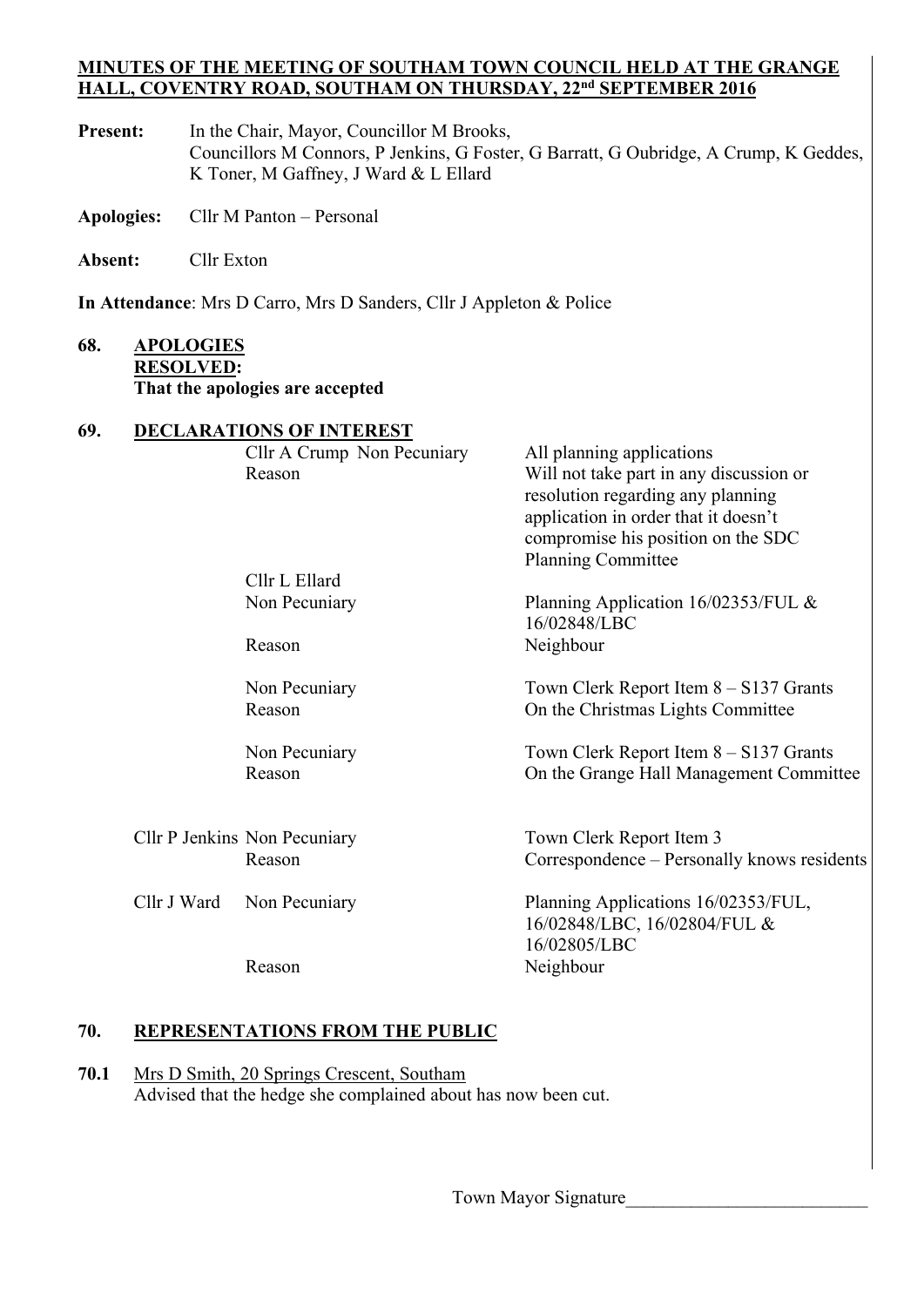**MINUTES OF THE MEETING OF SOUTHAM TOWN COUNCIL HELD AT THE GRANGE HALL, COVENTRY ROAD, SOUTHAM ON THURSDAY, 22nd SEPTEMBER 2016**

**Present:** In the Chair, Mayor, Councillor M Brooks, Councillors M Connors, P Jenkins, G Foster, G Barratt, G Oubridge, A Crump, K Geddes, K Toner, M Gaffney, J Ward & L Ellard

**Apologies:** Cllr M Panton – Personal

**Absent:** Cllr Exton

**In Attendance**: Mrs D Carro, Mrs D Sanders, Cllr J Appleton & Police

## 68. APOLOGIES

**RESOLVED:**
**That the apologies are accepted**

## 69. DECLARATIONS OF INTEREST

| | | |
|---|---|---|
| Cllr A Crump | Non Pecuniary | All planning applications |
| | Reason | Will not take part in any discussion or resolution regarding any planning application in order that it doesn't compromise his position on the SDC Planning Committee |
| Cllr L Ellard | Non Pecuniary | Planning Application 16/02353/FUL & 16/02848/LBC |
| | Reason | Neighbour |
| | Non Pecuniary | Town Clerk Report Item 8 – S137 Grants |
| | Reason | On the Christmas Lights Committee |
| | Non Pecuniary | Town Clerk Report Item 8 – S137 Grants |
| | Reason | On the Grange Hall Management Committee |
| Cllr P Jenkins | Non Pecuniary | Town Clerk Report Item 3 |
| | Reason | Correspondence – Personally knows residents |
| Cllr J Ward | Non Pecuniary | Planning Applications 16/02353/FUL, 16/02848/LBC, 16/02804/FUL & 16/02805/LBC |
| | Reason | Neighbour |

## 70. REPRESENTATIONS FROM THE PUBLIC

**70.1** Mrs D Smith, 20 Springs Crescent, Southam
Advised that the hedge she complained about has now been cut.

Town Mayor Signature__________________________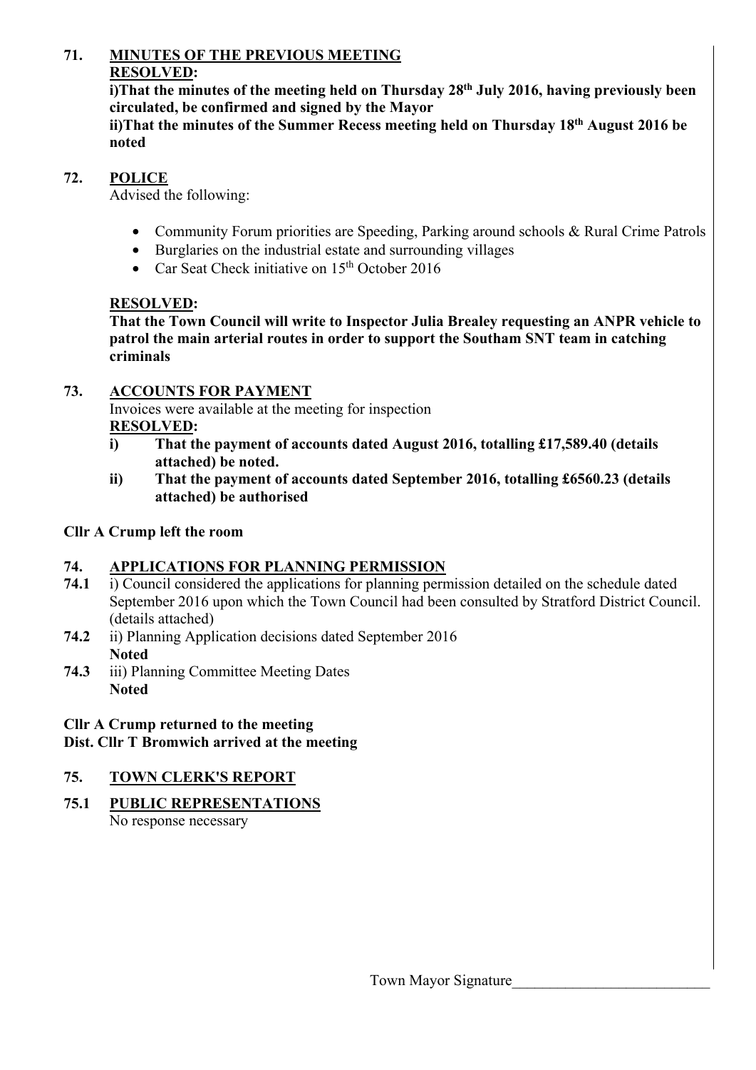## 71. MINUTES OF THE PREVIOUS MEETING

**RESOLVED:**

**i)That the minutes of the meeting held on Thursday 28th July 2016, having previously been circulated, be confirmed and signed by the Mayor**

**ii)That the minutes of the Summer Recess meeting held on Thursday 18th August 2016 be noted**

## 72. POLICE

Advised the following:

- Community Forum priorities are Speeding, Parking around schools & Rural Crime Patrols
- Burglaries on the industrial estate and surrounding villages
- Car Seat Check initiative on 15th October 2016

**RESOLVED:**

**That the Town Council will write to Inspector Julia Brealey requesting an ANPR vehicle to patrol the main arterial routes in order to support the Southam SNT team in catching criminals**

## 73. ACCOUNTS FOR PAYMENT

Invoices were available at the meeting for inspection

**RESOLVED:**

- **i) That the payment of accounts dated August 2016, totalling £17,589.40 (details attached) be noted.**
- **ii) That the payment of accounts dated September 2016, totalling £6560.23 (details attached) be authorised**

**Cllr A Crump left the room**

## 74. APPLICATIONS FOR PLANNING PERMISSION

**74.1** i) Council considered the applications for planning permission detailed on the schedule dated September 2016 upon which the Town Council had been consulted by Stratford District Council. (details attached)

**74.2** ii) Planning Application decisions dated September 2016
**Noted**

**74.3** iii) Planning Committee Meeting Dates
**Noted**

**Cllr A Crump returned to the meeting**
**Dist. Cllr T Bromwich arrived at the meeting**

## 75. TOWN CLERK'S REPORT

### 75.1 PUBLIC REPRESENTATIONS

No response necessary

Town Mayor Signature\_\_\_\_\_\_\_\_\_\_\_\_\_\_\_\_\_\_\_\_\_\_\_\_\_\_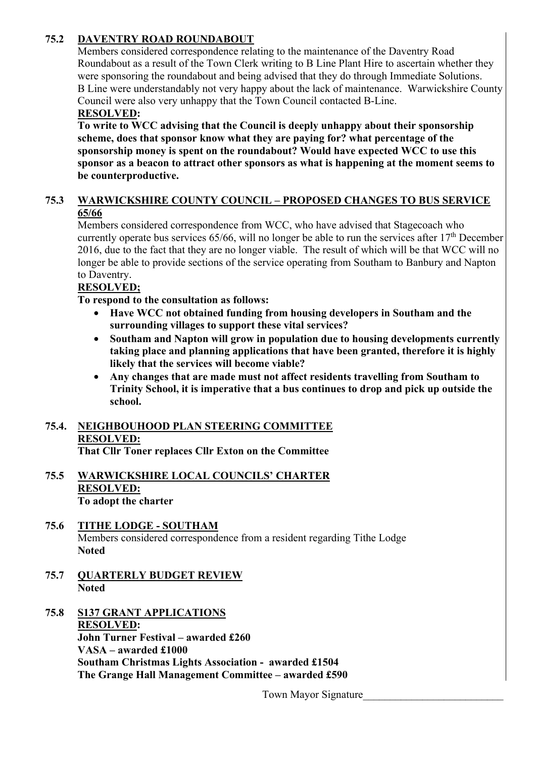## 75.2 DAVENTRY ROAD ROUNDABOUT

Members considered correspondence relating to the maintenance of the Daventry Road Roundabout as a result of the Town Clerk writing to B Line Plant Hire to ascertain whether they were sponsoring the roundabout and being advised that they do through Immediate Solutions. B Line were understandably not very happy about the lack of maintenance. Warwickshire County Council were also very unhappy that the Town Council contacted B-Line.

**RESOLVED:**

**To write to WCC advising that the Council is deeply unhappy about their sponsorship scheme, does that sponsor know what they are paying for? what percentage of the sponsorship money is spent on the roundabout? Would have expected WCC to use this sponsor as a beacon to attract other sponsors as what is happening at the moment seems to be counterproductive.**

## 75.3 WARWICKSHIRE COUNTY COUNCIL – PROPOSED CHANGES TO BUS SERVICE 65/66

Members considered correspondence from WCC, who have advised that Stagecoach who currently operate bus services 65/66, will no longer be able to run the services after 17th December 2016, due to the fact that they are no longer viable. The result of which will be that WCC will no longer be able to provide sections of the service operating from Southam to Banbury and Napton to Daventry.

**RESOLVED;**

**To respond to the consultation as follows:**

- **Have WCC not obtained funding from housing developers in Southam and the surrounding villages to support these vital services?**
- **Southam and Napton will grow in population due to housing developments currently taking place and planning applications that have been granted, therefore it is highly likely that the services will become viable?**
- **Any changes that are made must not affect residents travelling from Southam to Trinity School, it is imperative that a bus continues to drop and pick up outside the school.**

## 75.4. NEIGHBOUHOOD PLAN STEERING COMMITTEE

**RESOLVED:**

**That Cllr Toner replaces Cllr Exton on the Committee**

## 75.5 WARWICKSHIRE LOCAL COUNCILS' CHARTER

**RESOLVED:**

**To adopt the charter**

## 75.6 TITHE LODGE - SOUTHAM

Members considered correspondence from a resident regarding Tithe Lodge

**Noted**

## 75.7 QUARTERLY BUDGET REVIEW

**Noted**

## 75.8 S137 GRANT APPLICATIONS

**RESOLVED:**

**John Turner Festival – awarded £260**
**VASA – awarded £1000**
**Southam Christmas Lights Association - awarded £1504**
**The Grange Hall Management Committee – awarded £590**

Town Mayor Signature___________________________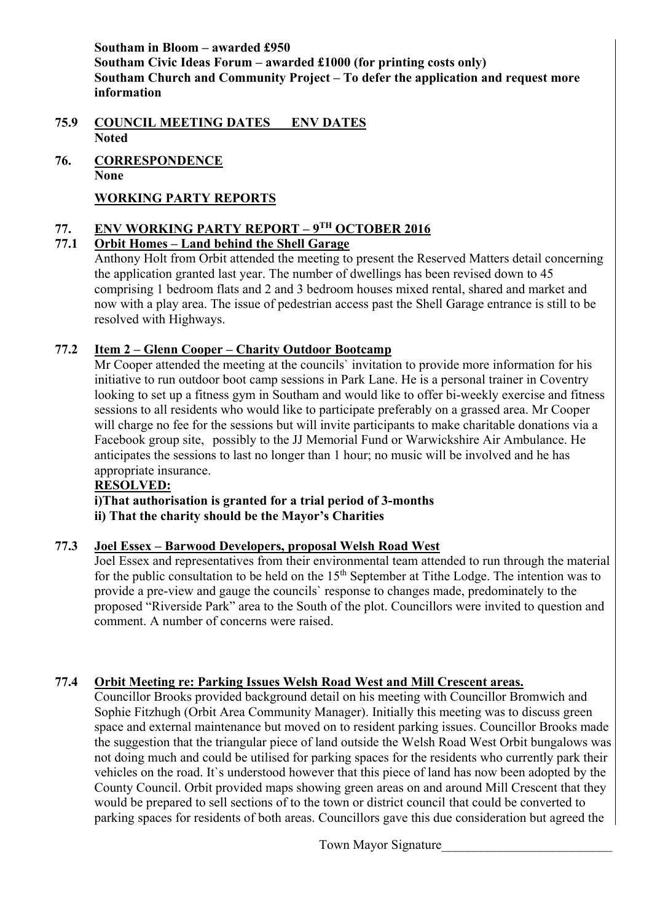**Southam in Bloom – awarded £950**
**Southam Civic Ideas Forum – awarded £1000 (for printing costs only)**
**Southam Church and Community Project – To defer the application and request more information**

## 75.9 COUNCIL MEETING DATES ENV DATES

**Noted**

## 76. CORRESPONDENCE

**None**

## WORKING PARTY REPORTS

## 77. ENV WORKING PARTY REPORT – 9TH OCTOBER 2016

### 77.1 Orbit Homes – Land behind the Shell Garage

Anthony Holt from Orbit attended the meeting to present the Reserved Matters detail concerning the application granted last year. The number of dwellings has been revised down to 45 comprising 1 bedroom flats and 2 and 3 bedroom houses mixed rental, shared and market and now with a play area. The issue of pedestrian access past the Shell Garage entrance is still to be resolved with Highways.

### 77.2 Item 2 – Glenn Cooper – Charity Outdoor Bootcamp

Mr Cooper attended the meeting at the councils` invitation to provide more information for his initiative to run outdoor boot camp sessions in Park Lane. He is a personal trainer in Coventry looking to set up a fitness gym in Southam and would like to offer bi-weekly exercise and fitness sessions to all residents who would like to participate preferably on a grassed area. Mr Cooper will charge no fee for the sessions but will invite participants to make charitable donations via a Facebook group site, possibly to the JJ Memorial Fund or Warwickshire Air Ambulance. He anticipates the sessions to last no longer than 1 hour; no music will be involved and he has appropriate insurance.

**RESOLVED:**

**i)That authorisation is granted for a trial period of 3-months**
**ii) That the charity should be the Mayor's Charities**

### 77.3 Joel Essex – Barwood Developers, proposal Welsh Road West

Joel Essex and representatives from their environmental team attended to run through the material for the public consultation to be held on the 15th September at Tithe Lodge. The intention was to provide a pre-view and gauge the councils` response to changes made, predominately to the proposed "Riverside Park" area to the South of the plot. Councillors were invited to question and comment. A number of concerns were raised.

### 77.4 Orbit Meeting re: Parking Issues Welsh Road West and Mill Crescent areas.

Councillor Brooks provided background detail on his meeting with Councillor Bromwich and Sophie Fitzhugh (Orbit Area Community Manager). Initially this meeting was to discuss green space and external maintenance but moved on to resident parking issues. Councillor Brooks made the suggestion that the triangular piece of land outside the Welsh Road West Orbit bungalows was not doing much and could be utilised for parking spaces for the residents who currently park their vehicles on the road. It`s understood however that this piece of land has now been adopted by the County Council. Orbit provided maps showing green areas on and around Mill Crescent that they would be prepared to sell sections of to the town or district council that could be converted to parking spaces for residents of both areas. Councillors gave this due consideration but agreed the

Town Mayor Signature___________________________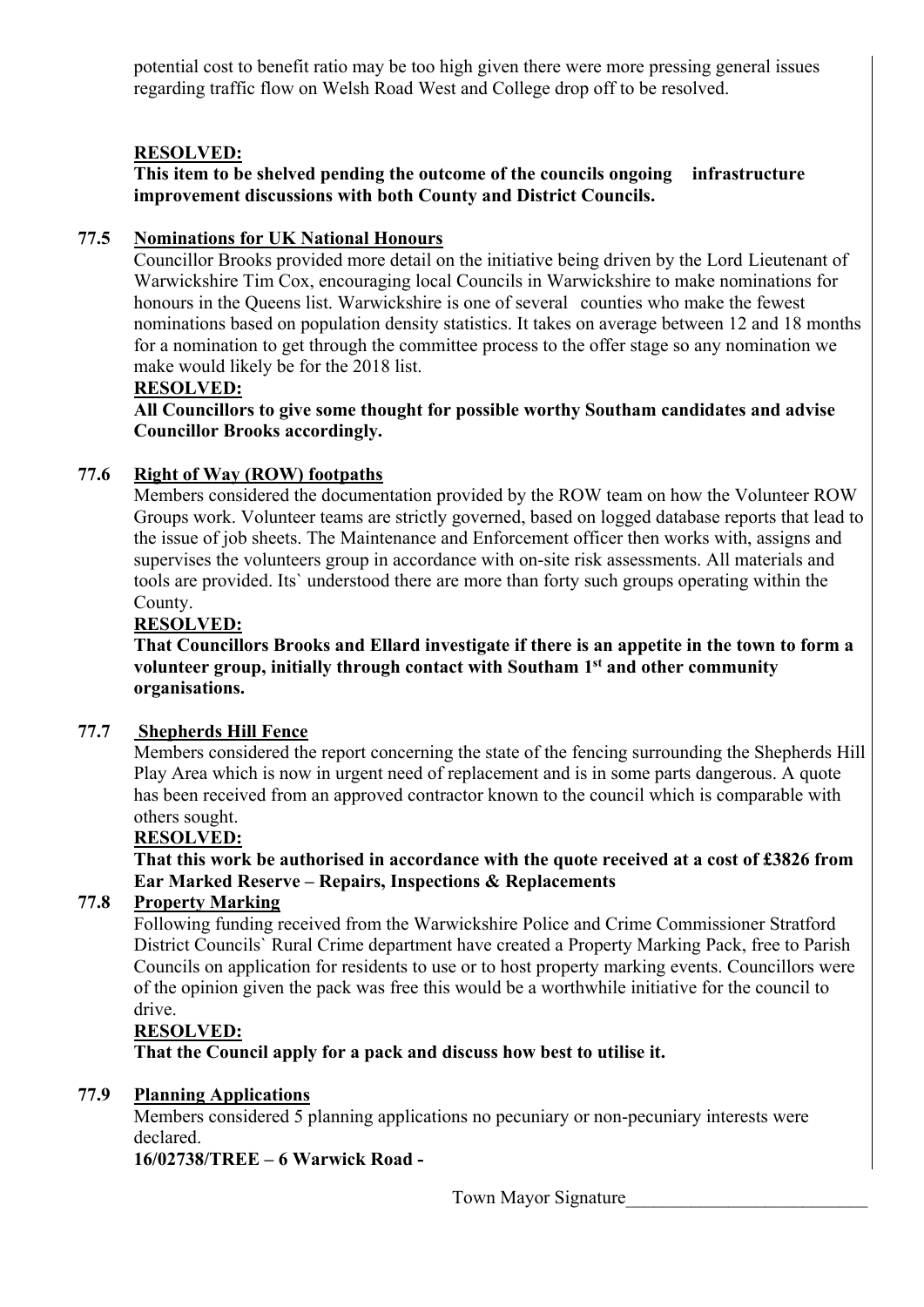potential cost to benefit ratio may be too high given there were more pressing general issues regarding traffic flow on Welsh Road West and College drop off to be resolved.

**RESOLVED:**

**This item to be shelved pending the outcome of the councils ongoing infrastructure improvement discussions with both County and District Councils.**

**77.5 Nominations for UK National Honours**

Councillor Brooks provided more detail on the initiative being driven by the Lord Lieutenant of Warwickshire Tim Cox, encouraging local Councils in Warwickshire to make nominations for honours in the Queens list. Warwickshire is one of several counties who make the fewest nominations based on population density statistics. It takes on average between 12 and 18 months for a nomination to get through the committee process to the offer stage so any nomination we make would likely be for the 2018 list.

**RESOLVED:**

**All Councillors to give some thought for possible worthy Southam candidates and advise Councillor Brooks accordingly.**

**77.6 Right of Way (ROW) footpaths**

Members considered the documentation provided by the ROW team on how the Volunteer ROW Groups work. Volunteer teams are strictly governed, based on logged database reports that lead to the issue of job sheets. The Maintenance and Enforcement officer then works with, assigns and supervises the volunteers group in accordance with on-site risk assessments. All materials and tools are provided. Its` understood there are more than forty such groups operating within the County.

**RESOLVED:**

**That Councillors Brooks and Ellard investigate if there is an appetite in the town to form a volunteer group, initially through contact with Southam 1st and other community organisations.**

**77.7 Shepherds Hill Fence**

Members considered the report concerning the state of the fencing surrounding the Shepherds Hill Play Area which is now in urgent need of replacement and is in some parts dangerous. A quote has been received from an approved contractor known to the council which is comparable with others sought.

**RESOLVED:**

**That this work be authorised in accordance with the quote received at a cost of £3826 from Ear Marked Reserve – Repairs, Inspections & Replacements**

**77.8 Property Marking**

Following funding received from the Warwickshire Police and Crime Commissioner Stratford District Councils` Rural Crime department have created a Property Marking Pack, free to Parish Councils on application for residents to use or to host property marking events. Councillors were of the opinion given the pack was free this would be a worthwhile initiative for the council to drive.

**RESOLVED:**

**That the Council apply for a pack and discuss how best to utilise it.**

**77.9 Planning Applications**

Members considered 5 planning applications no pecuniary or non-pecuniary interests were declared.

**16/02738/TREE – 6 Warwick Road -**

Town Mayor Signature___________________________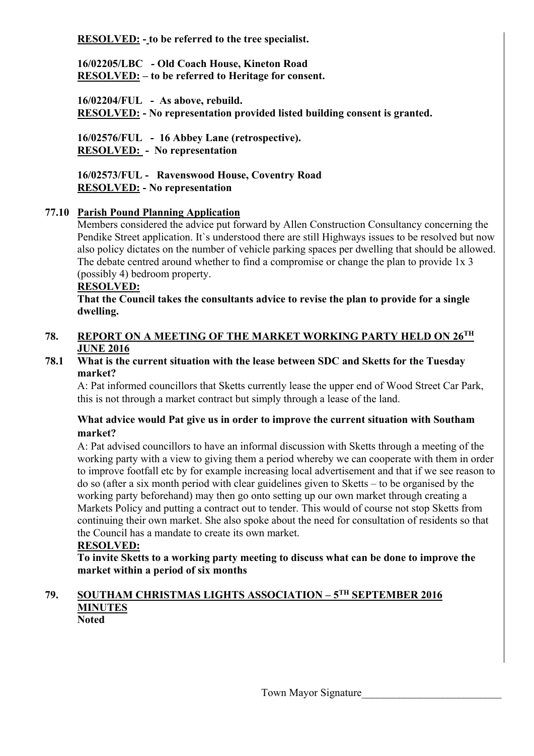**RESOLVED: - to be referred to the tree specialist.**

**16/02205/LBC - Old Coach House, Kineton Road**
**RESOLVED: – to be referred to Heritage for consent.**

**16/02204/FUL - As above, rebuild.**
**RESOLVED: - No representation provided listed building consent is granted.**

**16/02576/FUL - 16 Abbey Lane (retrospective).**
**RESOLVED: - No representation**

**16/02573/FUL - Ravenswood House, Coventry Road**
**RESOLVED: - No representation**

**77.10 Parish Pound Planning Application**

Members considered the advice put forward by Allen Construction Consultancy concerning the Pendike Street application. It`s understood there are still Highways issues to be resolved but now also policy dictates on the number of vehicle parking spaces per dwelling that should be allowed. The debate centred around whether to find a compromise or change the plan to provide 1x 3 (possibly 4) bedroom property.

**RESOLVED:**

**That the Council takes the consultants advice to revise the plan to provide for a single dwelling.**

## 78. REPORT ON A MEETING OF THE MARKET WORKING PARTY HELD ON 26TH JUNE 2016

**78.1 What is the current situation with the lease between SDC and Sketts for the Tuesday market?**

A: Pat informed councillors that Sketts currently lease the upper end of Wood Street Car Park, this is not through a market contract but simply through a lease of the land.

**What advice would Pat give us in order to improve the current situation with Southam market?**

A: Pat advised councillors to have an informal discussion with Sketts through a meeting of the working party with a view to giving them a period whereby we can cooperate with them in order to improve footfall etc by for example increasing local advertisement and that if we see reason to do so (after a six month period with clear guidelines given to Sketts – to be organised by the working party beforehand) may then go onto setting up our own market through creating a Markets Policy and putting a contract out to tender. This would of course not stop Sketts from continuing their own market. She also spoke about the need for consultation of residents so that the Council has a mandate to create its own market.

**RESOLVED:**

**To invite Sketts to a working party meeting to discuss what can be done to improve the market within a period of six months**

## 79. SOUTHAM CHRISTMAS LIGHTS ASSOCIATION – 5TH SEPTEMBER 2016 MINUTES

**Noted**

Town Mayor Signature___________________________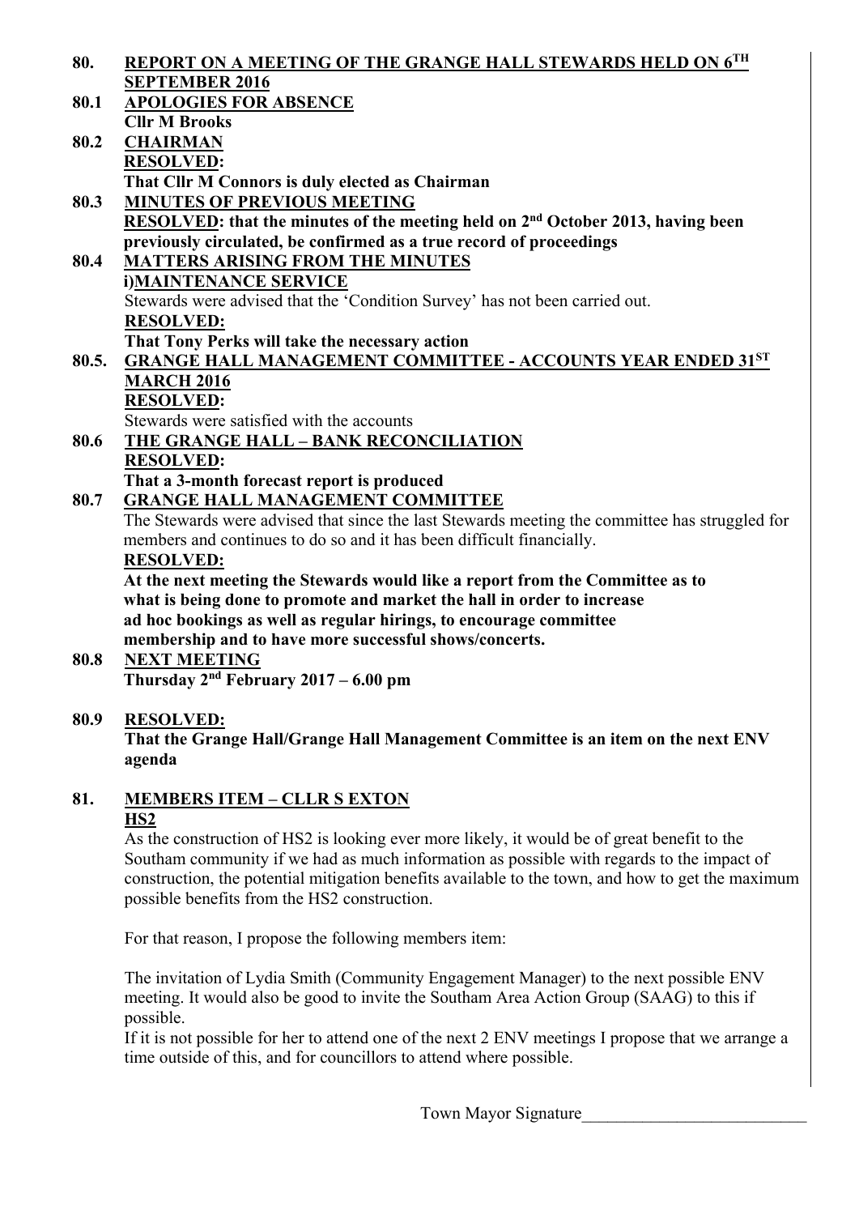**80. REPORT ON A MEETING OF THE GRANGE HALL STEWARDS HELD ON 6TH SEPTEMBER 2016**

**80.1 APOLOGIES FOR ABSENCE**

**Cllr M Brooks**

**80.2 CHAIRMAN**

**RESOLVED:**

**That Cllr M Connors is duly elected as Chairman**

**80.3 MINUTES OF PREVIOUS MEETING**

**RESOLVED: that the minutes of the meeting held on 2nd October 2013, having been previously circulated, be confirmed as a true record of proceedings**

**80.4 MATTERS ARISING FROM THE MINUTES**

**i)MAINTENANCE SERVICE**

Stewards were advised that the 'Condition Survey' has not been carried out.

**RESOLVED:**

**That Tony Perks will take the necessary action**

**80.5. GRANGE HALL MANAGEMENT COMMITTEE - ACCOUNTS YEAR ENDED 31ST MARCH 2016**

**RESOLVED:**

Stewards were satisfied with the accounts

**80.6 THE GRANGE HALL – BANK RECONCILIATION**

**RESOLVED:**

**That a 3-month forecast report is produced**

**80.7 GRANGE HALL MANAGEMENT COMMITTEE**

The Stewards were advised that since the last Stewards meeting the committee has struggled for members and continues to do so and it has been difficult financially.

**RESOLVED:**

**At the next meeting the Stewards would like a report from the Committee as to what is being done to promote and market the hall in order to increase ad hoc bookings as well as regular hirings, to encourage committee membership and to have more successful shows/concerts.**

**80.8 NEXT MEETING**

**Thursday 2nd February 2017 – 6.00 pm**

**80.9 RESOLVED:**

**That the Grange Hall/Grange Hall Management Committee is an item on the next ENV agenda**

**81. MEMBERS ITEM – CLLR S EXTON**

**HS2**

As the construction of HS2 is looking ever more likely, it would be of great benefit to the Southam community if we had as much information as possible with regards to the impact of construction, the potential mitigation benefits available to the town, and how to get the maximum possible benefits from the HS2 construction.

For that reason, I propose the following members item:

The invitation of Lydia Smith (Community Engagement Manager) to the next possible ENV meeting. It would also be good to invite the Southam Area Action Group (SAAG) to this if possible.

If it is not possible for her to attend one of the next 2 ENV meetings I propose that we arrange a time outside of this, and for councillors to attend where possible.

Town Mayor Signature__________________________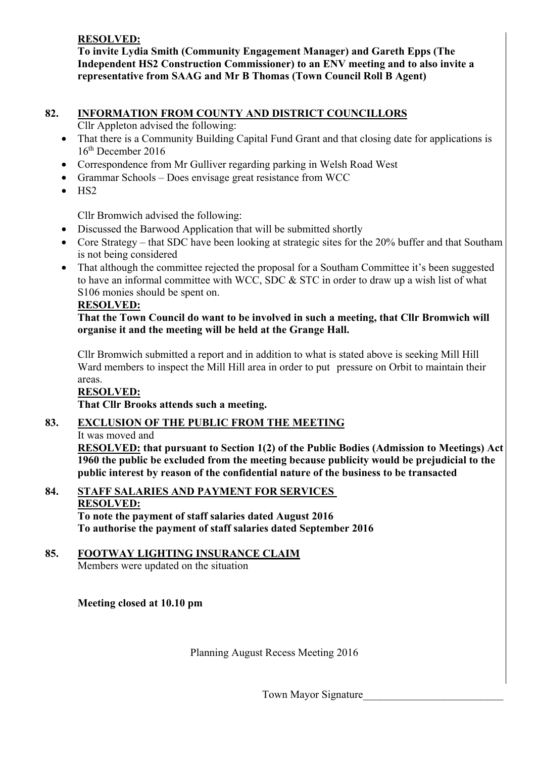**RESOLVED:**

**To invite Lydia Smith (Community Engagement Manager) and Gareth Epps (The Independent HS2 Construction Commissioner) to an ENV meeting and to also invite a representative from SAAG and Mr B Thomas (Town Council Roll B Agent)**

## 82. INFORMATION FROM COUNTY AND DISTRICT COUNCILLORS

Cllr Appleton advised the following:

- That there is a Community Building Capital Fund Grant and that closing date for applications is 16th December 2016
- Correspondence from Mr Gulliver regarding parking in Welsh Road West
- Grammar Schools – Does envisage great resistance from WCC
- HS2

Cllr Bromwich advised the following:

- Discussed the Barwood Application that will be submitted shortly
- Core Strategy – that SDC have been looking at strategic sites for the 20% buffer and that Southam is not being considered
- That although the committee rejected the proposal for a Southam Committee it's been suggested to have an informal committee with WCC, SDC & STC in order to draw up a wish list of what S106 monies should be spent on.

**RESOLVED:**

**That the Town Council do want to be involved in such a meeting, that Cllr Bromwich will organise it and the meeting will be held at the Grange Hall.**

Cllr Bromwich submitted a report and in addition to what is stated above is seeking Mill Hill Ward members to inspect the Mill Hill area in order to put pressure on Orbit to maintain their areas.

**RESOLVED:**

**That Cllr Brooks attends such a meeting.**

## 83. EXCLUSION OF THE PUBLIC FROM THE MEETING

It was moved and

**RESOLVED: that pursuant to Section 1(2) of the Public Bodies (Admission to Meetings) Act 1960 the public be excluded from the meeting because publicity would be prejudicial to the public interest by reason of the confidential nature of the business to be transacted**

## 84. STAFF SALARIES AND PAYMENT FOR SERVICES

**RESOLVED:**

**To note the payment of staff salaries dated August 2016**
**To authorise the payment of staff salaries dated September 2016**

## 85. FOOTWAY LIGHTING INSURANCE CLAIM

Members were updated on the situation

**Meeting closed at 10.10 pm**

Planning August Recess Meeting 2016

Town Mayor Signature__________________________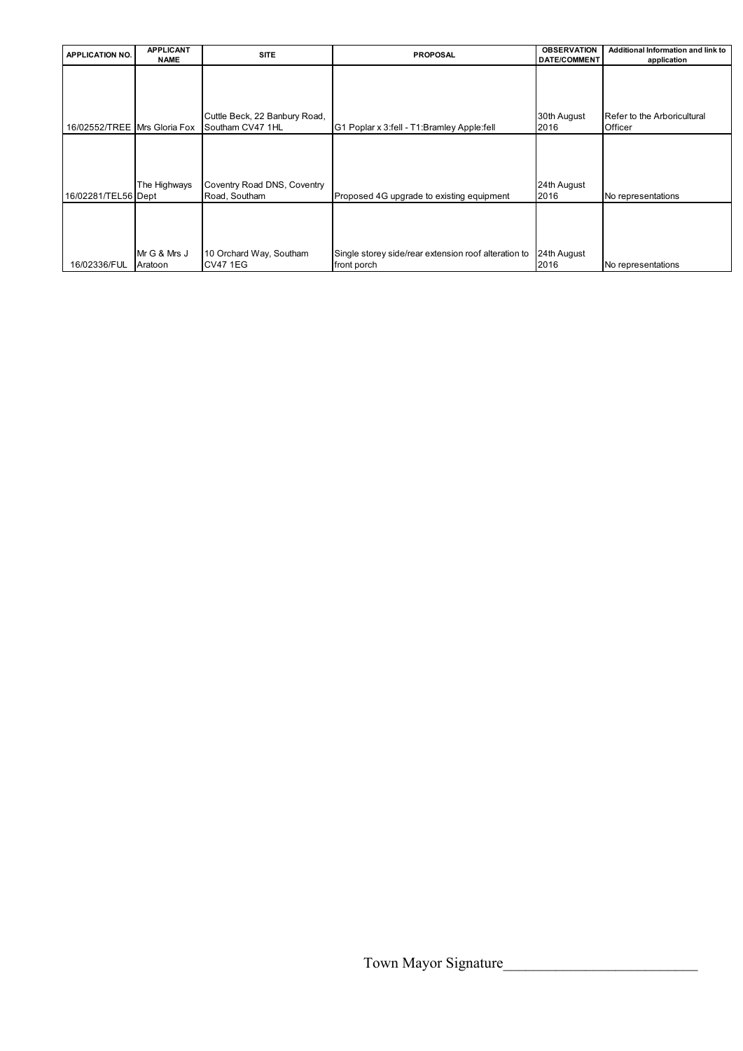| APPLICATION NO. | APPLICANT NAME | SITE | PROPOSAL | OBSERVATION DATE/COMMENT | Additional Information and link to application |
| --- | --- | --- | --- | --- | --- |
| 16/02552/TREE | Mrs Gloria Fox | Cuttle Beck, 22 Banbury Road, Southam CV47 1HL | G1 Poplar x 3:fell - T1:Bramley Apple:fell | 30th August 2016 | Refer to the Arboricultural Officer |
| 16/02281/TEL56 | The Highways Dept | Coventry Road DNS, Coventry Road, Southam | Proposed 4G upgrade to existing equipment | 24th August 2016 | No representations |
| 16/02336/FUL | Mr G & Mrs J Aratoon | 10 Orchard Way, Southam CV47 1EG | Single storey side/rear extension roof alteration to front porch | 24th August 2016 | No representations |

Town Mayor Signature___________________________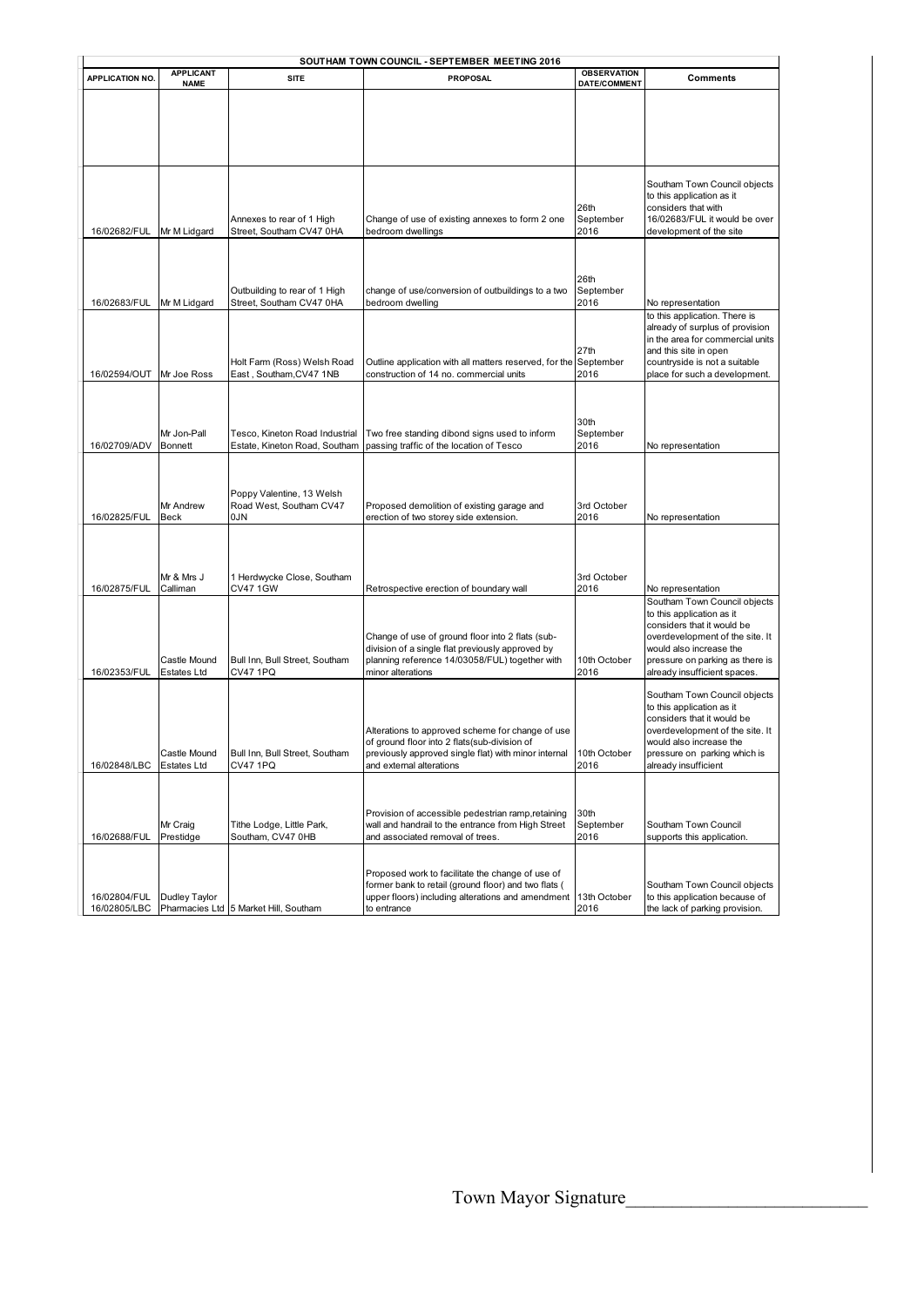| SOUTHAM TOWN COUNCIL - SEPTEMBER MEETING 2016 | | | | | |
|---|---|---|---|---|---|
| **APPLICATION NO.** | **APPLICANT NAME** | **SITE** | **PROPOSAL** | **OBSERVATION DATE/COMMENT** | **Comments** |
| | | | | | |
| 16/02682/FUL | Mr M Lidgard | Annexes to rear of 1 High Street, Southam CV47 0HA | Change of use of existing annexes to form 2 one bedroom dwellings | 26th September 2016 | Southam Town Council objects to this application as it considers that with 16/02683/FUL it would be over development of the site |
| 16/02683/FUL | Mr M Lidgard | Outbuilding to rear of 1 High Street, Southam CV47 0HA | change of use/conversion of outbuildings to a two bedroom dwelling | 26th September 2016 | No representation |
| 16/02594/OUT | Mr Joe Ross | Holt Farm (Ross) Welsh Road East , Southam,CV47 1NB | Outline application with all matters reserved, for the construction of 14 no. commercial units | 27th September 2016 | to this application. There is already of surplus of provision in the area for commercial units and this site in open countryside is not a suitable place for such a development. |
| 16/02709/ADV | Mr Jon-Pall Bonnett | Tesco, Kineton Road Industrial Estate, Kineton Road, Southam | Two free standing dibond signs used to inform passing traffic of the location of Tesco | 30th September 2016 | No representation |
| 16/02825/FUL | Mr Andrew Beck | Poppy Valentine, 13 Welsh Road West, Southam CV47 0JN | Proposed demolition of existing garage and erection of two storey side extension. | 3rd October 2016 | No representation |
| 16/02875/FUL | Mr & Mrs J Calliman | 1 Herdwycke Close, Southam CV47 1GW | Retrospective erection of boundary wall | 3rd October 2016 | No representation |
| 16/02353/FUL | Castle Mound Estates Ltd | Bull Inn, Bull Street, Southam CV47 1PQ | Change of use of ground floor into 2 flats (sub-division of a single flat previously approved by planning reference 14/03058/FUL) together with minor alterations | 10th October 2016 | Southam Town Council objects to this application as it considers that it would be overdevelopment of the site. It would also increase the pressure on parking as there is already insufficient spaces. |
| 16/02848/LBC | Castle Mound Estates Ltd | Bull Inn, Bull Street, Southam CV47 1PQ | Alterations to approved scheme for change of use of ground floor into 2 flats(sub-division of previously approved single flat) with minor internal and external alterations | 10th October 2016 | Southam Town Council objects to this application as it considers that it would be overdevelopment of the site. It would also increase the pressure on parking which is already insufficient |
| 16/02688/FUL | Mr Craig Prestidge | Tithe Lodge, Little Park, Southam, CV47 0HB | Provision of accessible pedestrian ramp,retaining wall and handrail to the entrance from High Street and associated removal of trees. | 30th September 2016 | Southam Town Council supports this application. |
| 16/02804/FUL 16/02805/LBC | Dudley Taylor Pharmacies Ltd | 5 Market Hill, Southam | Proposed work to facilitate the change of use of former bank to retail (ground floor) and two flats ( upper floors) including alterations and amendment to entrance | 13th October 2016 | Southam Town Council objects to this application because of the lack of parking provision. |

Town Mayor Signature___________________________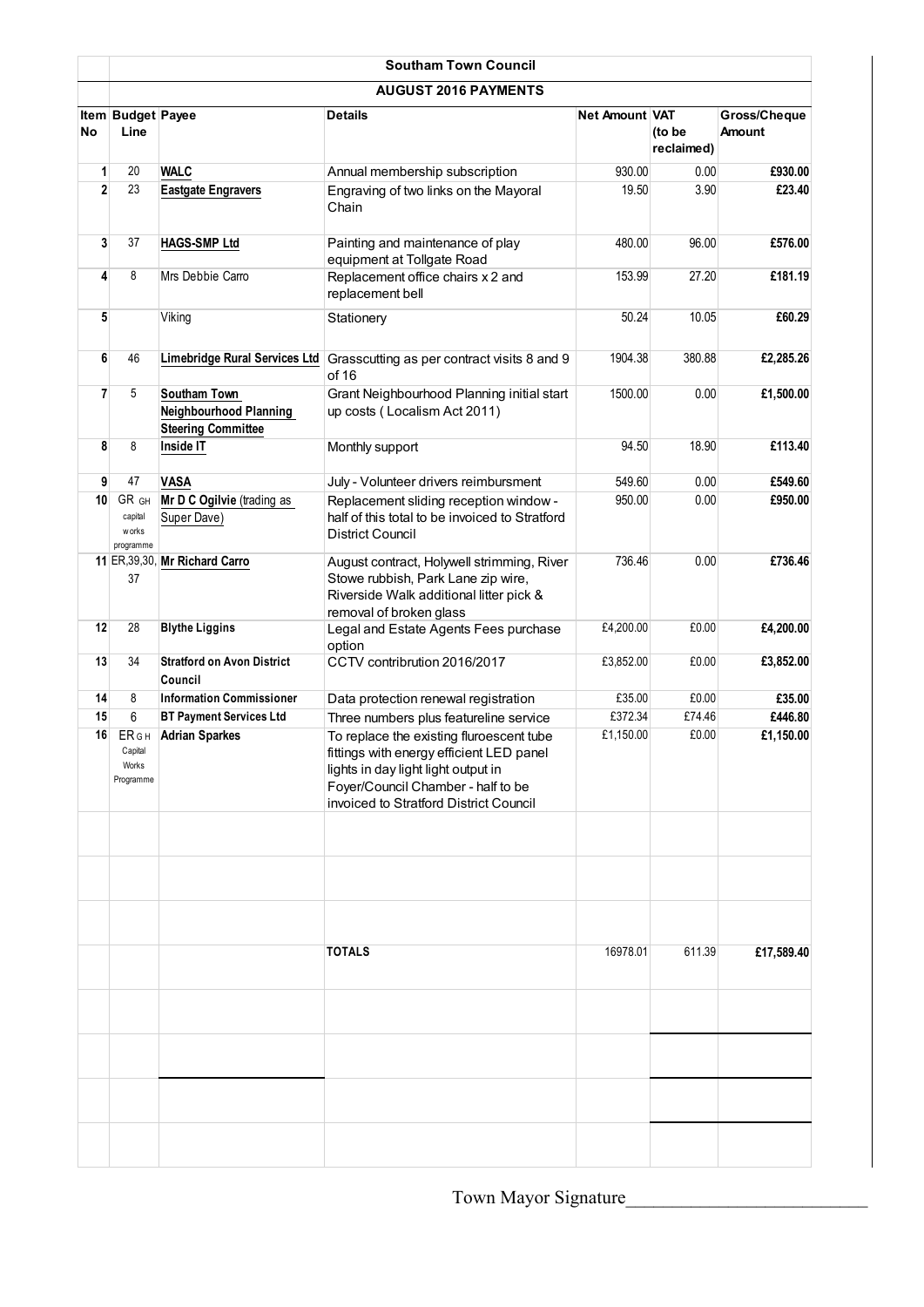**Southam Town Council**

**AUGUST 2016 PAYMENTS**

| Item No | Budget Line | Payee | Details | Net Amount | VAT (to be reclaimed) | Gross/Cheque Amount |
|---|---|---|---|---|---|---|
| 1 | 20 | **WALC** | Annual membership subscription | 930.00 | 0.00 | **£930.00** |
| 2 | 23 | **Eastgate Engravers** | Engraving of two links on the Mayoral Chain | 19.50 | 3.90 | **£23.40** |
| 3 | 37 | **HAGS-SMP Ltd** | Painting and maintenance of play equipment at Tollgate Road | 480.00 | 96.00 | **£576.00** |
| 4 | 8 | Mrs Debbie Carro | Replacement office chairs x 2 and replacement bell | 153.99 | 27.20 | **£181.19** |
| 5 | | Viking | Stationery | 50.24 | 10.05 | **£60.29** |
| 6 | 46 | **Limebridge Rural Services Ltd** | Grasscutting as per contract visits 8 and 9 of 16 | 1904.38 | 380.88 | **£2,285.26** |
| 7 | 5 | **Southam Town Neighbourhood Planning Steering Committee** | Grant Neighbourhood Planning initial start up costs ( Localism Act 2011) | 1500.00 | 0.00 | **£1,500.00** |
| 8 | 8 | **Inside IT** | Monthly support | 94.50 | 18.90 | **£113.40** |
| 9 | 47 | **VASA** | July - Volunteer drivers reimbursment | 549.60 | 0.00 | **£549.60** |
| 10 | GR GH capital works programme | **Mr D C Ogilvie** (trading as Super Dave) | Replacement sliding reception window - half of this total to be invoiced to Stratford District Council | 950.00 | 0.00 | **£950.00** |
| 11 | ER,39,30, 37 | **Mr Richard Carro** | August contract, Holywell strimming, River Stowe rubbish, Park Lane zip wire, Riverside Walk additional litter pick & removal of broken glass | 736.46 | 0.00 | **£736.46** |
| 12 | 28 | **Blythe Liggins** | Legal and Estate Agents Fees purchase option | £4,200.00 | £0.00 | **£4,200.00** |
| 13 | 34 | **Stratford on Avon District Council** | CCTV contribrution 2016/2017 | £3,852.00 | £0.00 | **£3,852.00** |
| 14 | 8 | **Information Commissioner** | Data protection renewal registration | £35.00 | £0.00 | **£35.00** |
| 15 | 6 | **BT Payment Services Ltd** | Three numbers plus featureline service | £372.34 | £74.46 | **£446.80** |
| 16 | ER G H Capital Works Programme | **Adrian Sparkes** | To replace the existing fluroescent tube fittings with energy efficient LED panel lights in day light light output in Foyer/Council Chamber - half to be invoiced to Stratford District Council | £1,150.00 | £0.00 | **£1,150.00** |
| | | | | | | |
| | | | **TOTALS** | 16978.01 | 611.39 | **£17,589.40** |

Town Mayor Signature_________________________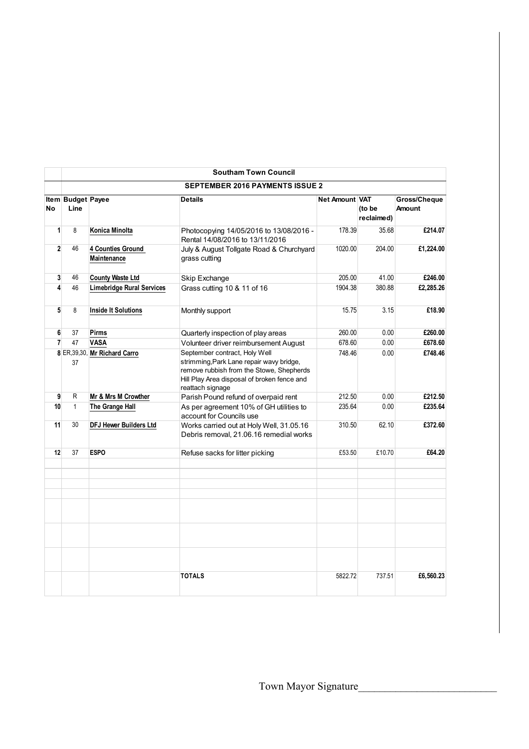## Southam Town Council

### SEPTEMBER 2016 PAYMENTS ISSUE 2

| Item No | Budget Line | Payee | Details | Net Amount | VAT (to be reclaimed) | Gross/Cheque Amount |
|---|---|---|---|---|---|---|
| 1 | 8 | **Konica Minolta** | Photocopying 14/05/2016 to 13/08/2016 - Rental 14/08/2016 to 13/11/2016 | 178.39 | 35.68 | **£214.07** |
| 2 | 46 | **4 Counties Ground Maintenance** | July & August Tollgate Road & Churchyard grass cutting | 1020.00 | 204.00 | **£1,224.00** |
| 3 | 46 | **County Waste Ltd** | Skip Exchange | 205.00 | 41.00 | **£246.00** |
| 4 | 46 | **Limebridge Rural Services** | Grass cutting 10 & 11 of 16 | 1904.38 | 380.88 | **£2,285.26** |
| 5 | 8 | **Inside It Solutions** | Monthly support | 15.75 | 3.15 | **£18.90** |
| 6 | 37 | **Pirms** | Quarterly inspection of play areas | 260.00 | 0.00 | **£260.00** |
| 7 | 47 | **VASA** | Volunteer driver reimbursement August | 678.60 | 0.00 | **£678.60** |
| 8 | ER,39,30, 37 | **Mr Richard Carro** | September contract, Holy Well strimming,Park Lane repair wavy bridge, remove rubbish from the Stowe, Shepherds Hill Play Area disposal of broken fence and reattach signage | 748.46 | 0.00 | **£748.46** |
| 9 | R | **Mr & Mrs M Crowther** | Parish Pound refund of overpaid rent | 212.50 | 0.00 | **£212.50** |
| 10 | 1 | **The Grange Hall** | As per agreement 10% of GH utilities to account for Councils use | 235.64 | 0.00 | **£235.64** |
| 11 | 30 | **DFJ Hewer Builders Ltd** | Works carried out at Holy Well, 31.05.16 Debris removal, 21.06.16 remedial works | 310.50 | 62.10 | **£372.60** |
| 12 | 37 | **ESPO** | Refuse sacks for litter picking | £53.50 | £10.70 | **£64.20** |
| | | | **TOTALS** | 5822.72 | 737.51 | **£6,560.23** |

Town Mayor Signature___________________________